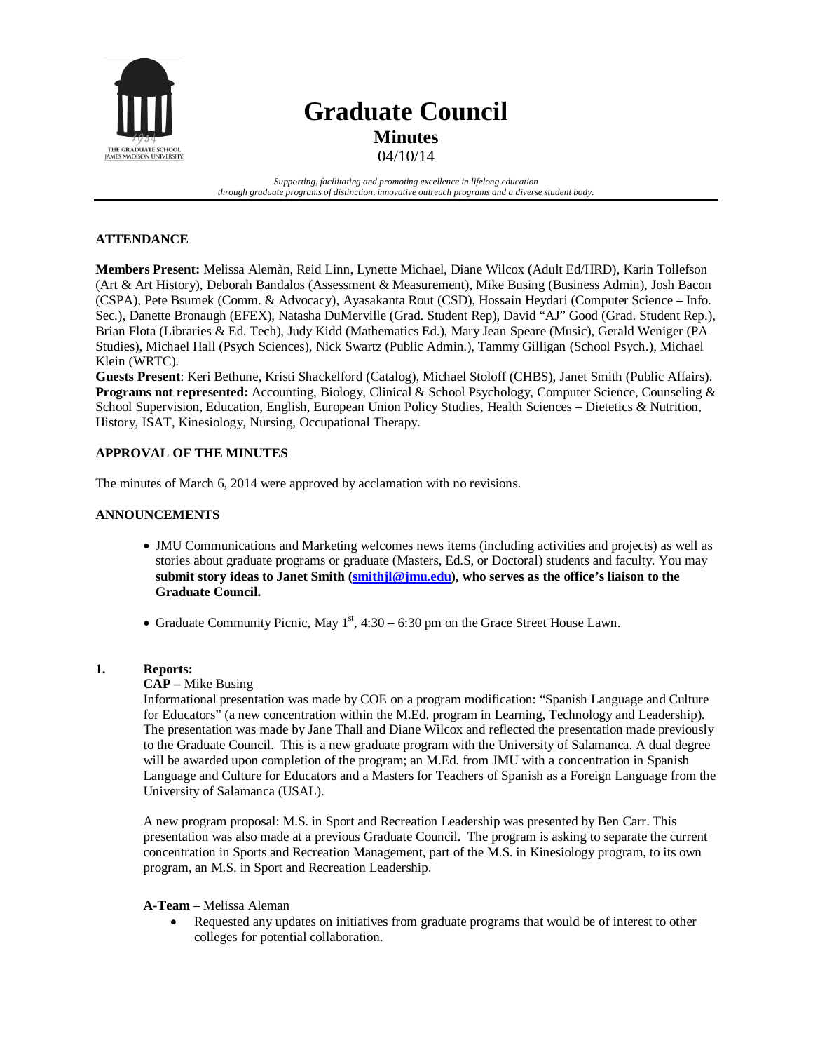# Graduate Council

## Minutes

04/10/14

*Supporting, facilitating and promoting excellence in lifelong education through graduate programs of distinction, innovative outreach programs and a diverse student body.*

### ATTENDANCE

**Members Present:** Melissa Alemàn, Reid Linn, Lynette Michael, Diane Wilcox (Adult Ed/HRD), Karin Tollefson (Art & Art History), Deborah Bandalos (Assessment & Measurement), Mike Busing (Business Admin), Josh Bacon (CSPA), Pete Bsumek (Comm. & Advocacy), Ayasakanta Rout (CSD), Hossain Heydari (Computer Science – Info. Sec.), Danette Bronaugh (EFEX), Natasha DuMerville (Grad. Student Rep), David "AJ" Good (Grad. Student Rep.), Brian Flota (Libraries & Ed. Tech), Judy Kidd (Mathematics Ed.), Mary Jean Speare (Music), Gerald Weniger (PA Studies), Michael Hall (Psych Sciences), Nick Swartz (Public Admin.), Tammy Gilligan (School Psych.), Michael Klein (WRTC).

**Guests Present**: Keri Bethune, Kristi Shackelford (Catalog), Michael Stoloff (CHBS), Janet Smith (Public Affairs).

**Programs not represented:** Accounting, Biology, Clinical & School Psychology, Computer Science, Counseling & School Supervision, Education, English, European Union Policy Studies, Health Sciences – Dietetics & Nutrition, History, ISAT, Kinesiology, Nursing, Occupational Therapy.

### APPROVAL OF THE MINUTES

The minutes of March 6, 2014 were approved by acclamation with no revisions.

### ANNOUNCEMENTS

- JMU Communications and Marketing welcomes news items (including activities and projects) as well as stories about graduate programs or graduate (Masters, Ed.S, or Doctoral) students and faculty. You may **submit story ideas to Janet Smith (smithjl@jmu.edu), who serves as the office's liaison to the Graduate Council.**
- Graduate Community Picnic, May 1st, 4:30 – 6:30 pm on the Grace Street House Lawn.

**1. Reports:**

**CAP –** Mike Busing

Informational presentation was made by COE on a program modification: "Spanish Language and Culture for Educators" (a new concentration within the M.Ed. program in Learning, Technology and Leadership). The presentation was made by Jane Thall and Diane Wilcox and reflected the presentation made previously to the Graduate Council. This is a new graduate program with the University of Salamanca. A dual degree will be awarded upon completion of the program; an M.Ed. from JMU with a concentration in Spanish Language and Culture for Educators and a Masters for Teachers of Spanish as a Foreign Language from the University of Salamanca (USAL).

A new program proposal: M.S. in Sport and Recreation Leadership was presented by Ben Carr. This presentation was also made at a previous Graduate Council. The program is asking to separate the current concentration in Sports and Recreation Management, part of the M.S. in Kinesiology program, to its own program, an M.S. in Sport and Recreation Leadership.

**A-Team** – Melissa Aleman

- Requested any updates on initiatives from graduate programs that would be of interest to other colleges for potential collaboration.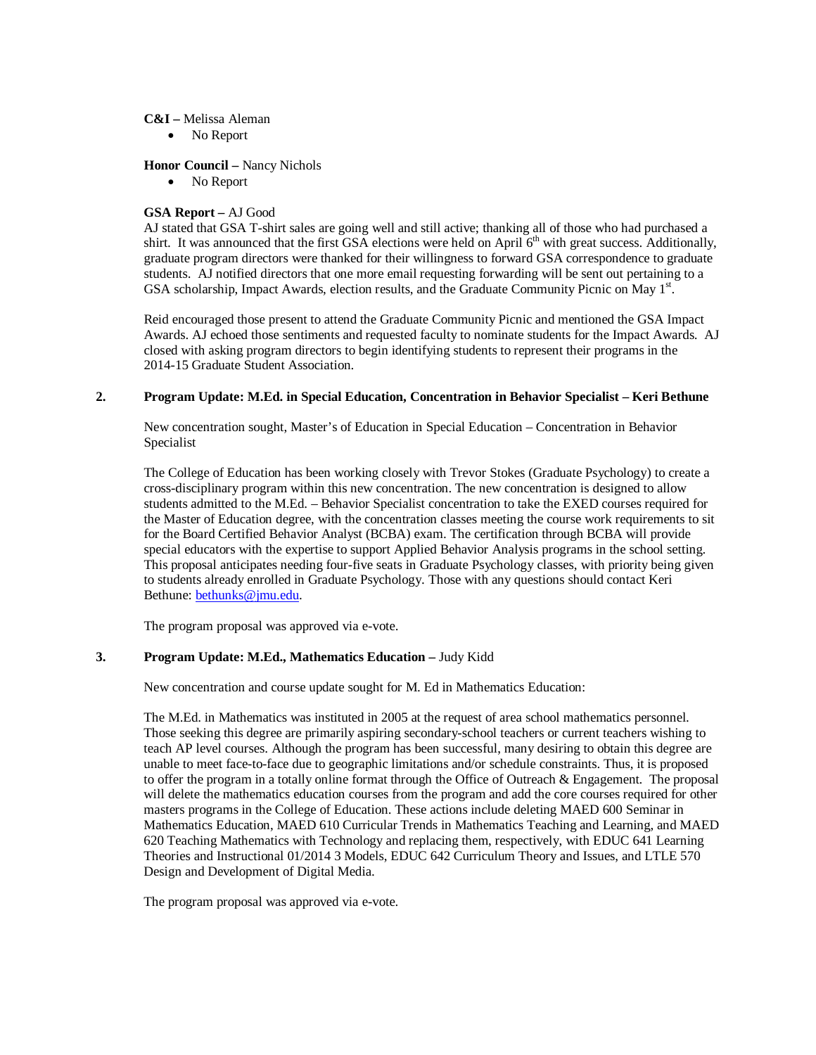**C&I –** Melissa Aleman

- No Report

**Honor Council –** Nancy Nichols

- No Report

**GSA Report –** AJ Good

AJ stated that GSA T-shirt sales are going well and still active; thanking all of those who had purchased a shirt. It was announced that the first GSA elections were held on April 6th with great success. Additionally, graduate program directors were thanked for their willingness to forward GSA correspondence to graduate students. AJ notified directors that one more email requesting forwarding will be sent out pertaining to a GSA scholarship, Impact Awards, election results, and the Graduate Community Picnic on May 1st.

Reid encouraged those present to attend the Graduate Community Picnic and mentioned the GSA Impact Awards. AJ echoed those sentiments and requested faculty to nominate students for the Impact Awards. AJ closed with asking program directors to begin identifying students to represent their programs in the 2014-15 Graduate Student Association.

**2. Program Update: M.Ed. in Special Education, Concentration in Behavior Specialist – Keri Bethune**

New concentration sought, Master's of Education in Special Education – Concentration in Behavior Specialist

The College of Education has been working closely with Trevor Stokes (Graduate Psychology) to create a cross-disciplinary program within this new concentration. The new concentration is designed to allow students admitted to the M.Ed. – Behavior Specialist concentration to take the EXED courses required for the Master of Education degree, with the concentration classes meeting the course work requirements to sit for the Board Certified Behavior Analyst (BCBA) exam. The certification through BCBA will provide special educators with the expertise to support Applied Behavior Analysis programs in the school setting. This proposal anticipates needing four-five seats in Graduate Psychology classes, with priority being given to students already enrolled in Graduate Psychology. Those with any questions should contact Keri Bethune: bethunks@jmu.edu.

The program proposal was approved via e-vote.

**3. Program Update: M.Ed., Mathematics Education –** Judy Kidd

New concentration and course update sought for M. Ed in Mathematics Education:

The M.Ed. in Mathematics was instituted in 2005 at the request of area school mathematics personnel. Those seeking this degree are primarily aspiring secondary-school teachers or current teachers wishing to teach AP level courses. Although the program has been successful, many desiring to obtain this degree are unable to meet face-to-face due to geographic limitations and/or schedule constraints. Thus, it is proposed to offer the program in a totally online format through the Office of Outreach & Engagement. The proposal will delete the mathematics education courses from the program and add the core courses required for other masters programs in the College of Education. These actions include deleting MAED 600 Seminar in Mathematics Education, MAED 610 Curricular Trends in Mathematics Teaching and Learning, and MAED 620 Teaching Mathematics with Technology and replacing them, respectively, with EDUC 641 Learning Theories and Instructional 01/2014 3 Models, EDUC 642 Curriculum Theory and Issues, and LTLE 570 Design and Development of Digital Media.

The program proposal was approved via e-vote.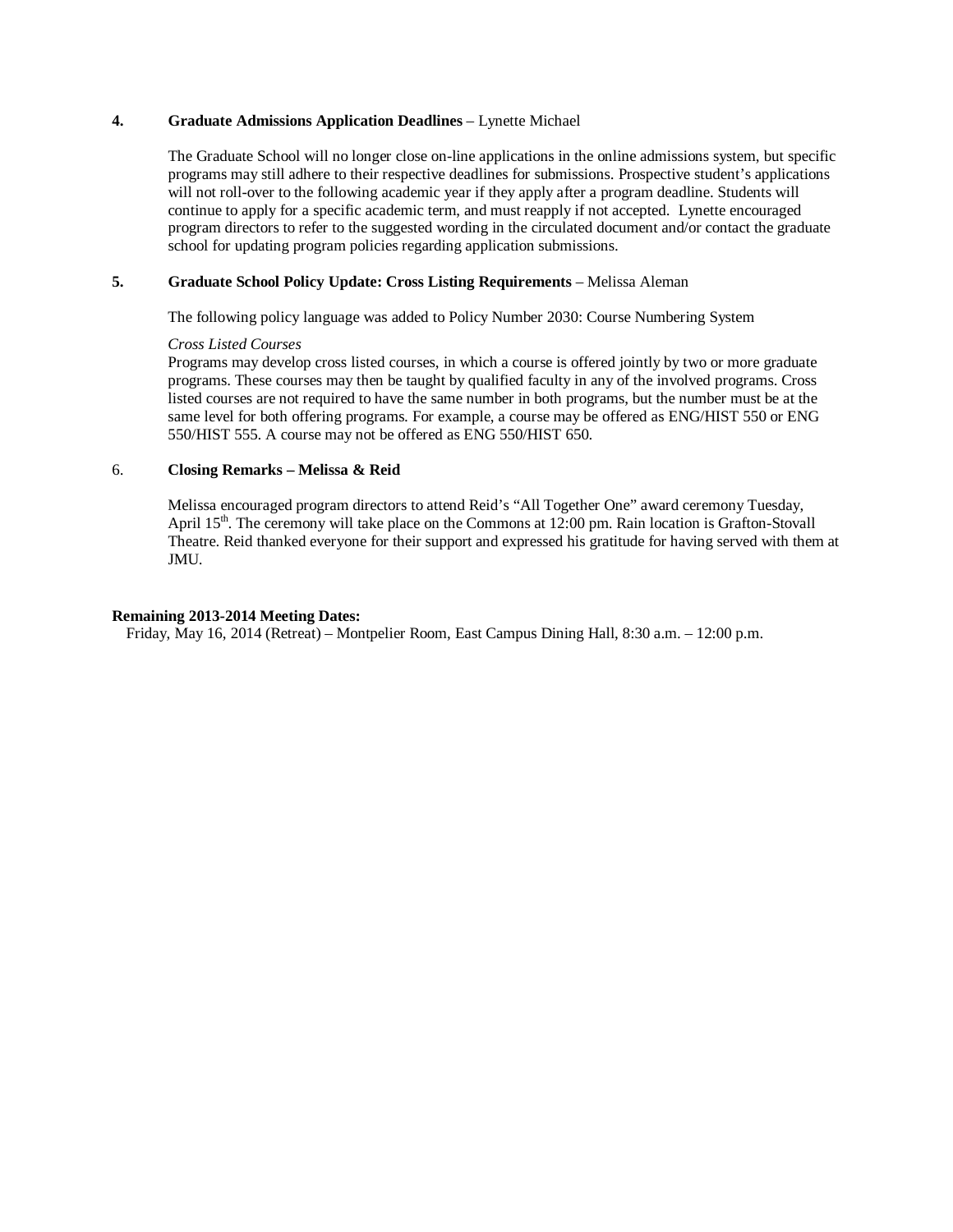**4. Graduate Admissions Application Deadlines** – Lynette Michael

The Graduate School will no longer close on-line applications in the online admissions system, but specific programs may still adhere to their respective deadlines for submissions. Prospective student's applications will not roll-over to the following academic year if they apply after a program deadline. Students will continue to apply for a specific academic term, and must reapply if not accepted. Lynette encouraged program directors to refer to the suggested wording in the circulated document and/or contact the graduate school for updating program policies regarding application submissions.

**5. Graduate School Policy Update: Cross Listing Requirements** – Melissa Aleman

The following policy language was added to Policy Number 2030: Course Numbering System

*Cross Listed Courses*

Programs may develop cross listed courses, in which a course is offered jointly by two or more graduate programs. These courses may then be taught by qualified faculty in any of the involved programs. Cross listed courses are not required to have the same number in both programs, but the number must be at the same level for both offering programs. For example, a course may be offered as ENG/HIST 550 or ENG 550/HIST 555. A course may not be offered as ENG 550/HIST 650.

6. **Closing Remarks – Melissa & Reid**

Melissa encouraged program directors to attend Reid's "All Together One" award ceremony Tuesday, April 15th. The ceremony will take place on the Commons at 12:00 pm. Rain location is Grafton-Stovall Theatre. Reid thanked everyone for their support and expressed his gratitude for having served with them at JMU.

**Remaining 2013-2014 Meeting Dates:**

Friday, May 16, 2014 (Retreat) – Montpelier Room, East Campus Dining Hall, 8:30 a.m. – 12:00 p.m.